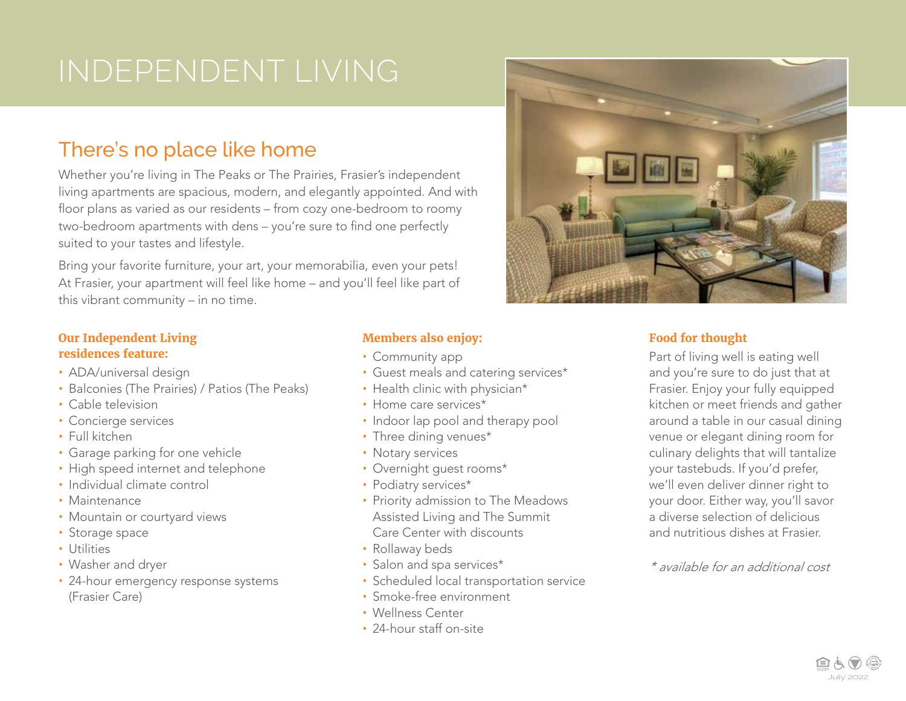# INDEPENDENT LIVING

## There's no place like home

Whether you're living in The Peaks or The Prairies, Frasier's independent living apartments are spacious, modern, and elegantly appointed. And with floor plans as varied as our residents – from cozy one-bedroom to roomy two-bedroom apartments with dens – you're sure to find one perfectly suited to your tastes and lifestyle.

Bring your favorite furniture, your art, your memorabilia, even your pets! At Frasier, your apartment will feel like home – and you'll feel like part of this vibrant community – in no time.

### Our Independent Living residences feature:

- ADA/universal design
- Balconies (The Prairies) / Patios (The Peaks)
- Cable television
- Concierge services
- Full kitchen
- Garage parking for one vehicle
- High speed internet and telephone
- Individual climate control
- Maintenance
- Mountain or courtyard views
- Storage space
- Utilities
- Washer and dryer
- 24-hour emergency response systems (Frasier Care)

### Members also enjoy:

- Community app
- Guest meals and catering services*
- Health clinic with physician*
- Home care services*
- Indoor lap pool and therapy pool
- Three dining venues*
- Notary services
- Overnight guest rooms*
- Podiatry services*
- Priority admission to The Meadows Assisted Living and The Summit Care Center with discounts
- Rollaway beds
- Salon and spa services*
- Scheduled local transportation service
- Smoke-free environment
- Wellness Center
- 24-hour staff on-site

### Food for thought

Part of living well is eating well and you're sure to do just that at Frasier. Enjoy your fully equipped kitchen or meet friends and gather around a table in our casual dining venue or elegant dining room for culinary delights that will tantalize your tastebuds. If you'd prefer, we'll even deliver dinner right to your door. Either way, you'll savor a diverse selection of delicious and nutritious dishes at Frasier.

*\* available for an additional cost*

July 2022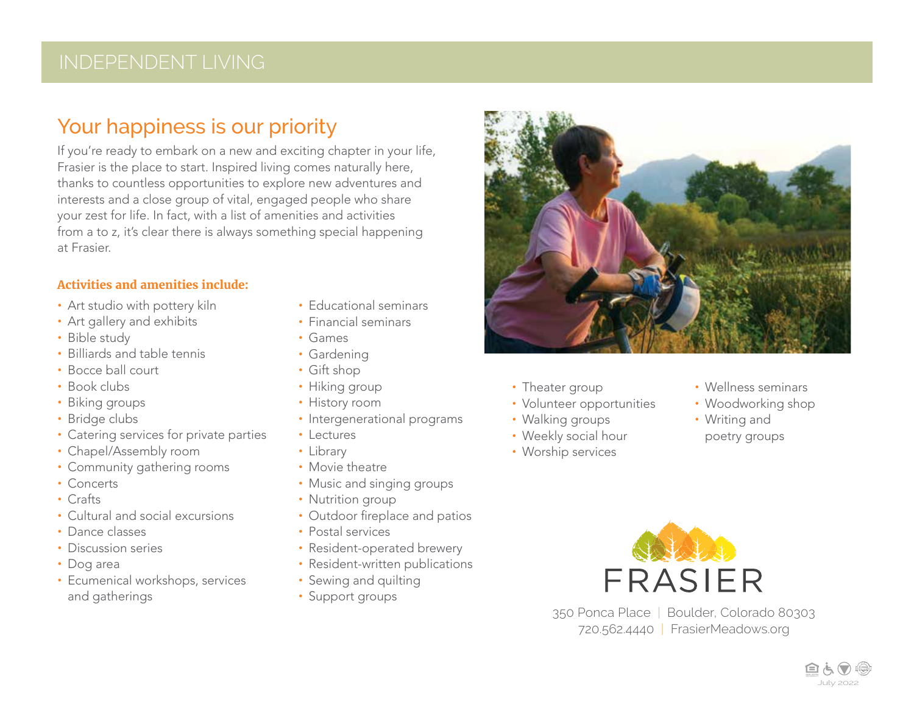# INDEPENDENT LIVING

## Your happiness is our priority

If you're ready to embark on a new and exciting chapter in your life, Frasier is the place to start. Inspired living comes naturally here, thanks to countless opportunities to explore new adventures and interests and a close group of vital, engaged people who share your zest for life. In fact, with a list of amenities and activities from a to z, it's clear there is always something special happening at Frasier.

**Activities and amenities include:**

- Art studio with pottery kiln
- Art gallery and exhibits
- Bible study
- Billiards and table tennis
- Bocce ball court
- Book clubs
- Biking groups
- Bridge clubs
- Catering services for private parties
- Chapel/Assembly room
- Community gathering rooms
- Concerts
- Crafts
- Cultural and social excursions
- Dance classes
- Discussion series
- Dog area
- Ecumenical workshops, services and gatherings
- Educational seminars
- Financial seminars
- Games
- Gardening
- Gift shop
- Hiking group
- History room
- Intergenerational programs
- Lectures
- Library
- Movie theatre
- Music and singing groups
- Nutrition group
- Outdoor fireplace and patios
- Postal services
- Resident-operated brewery
- Resident-written publications
- Sewing and quilting
- Support groups
- Theater group
- Volunteer opportunities
- Walking groups
- Weekly social hour
- Worship services
- Wellness seminars
- Woodworking shop
- Writing and poetry groups

FRASIER

350 Ponca Place | Boulder, Colorado 80303
720.562.4440 | FrasierMeadows.org

July 2022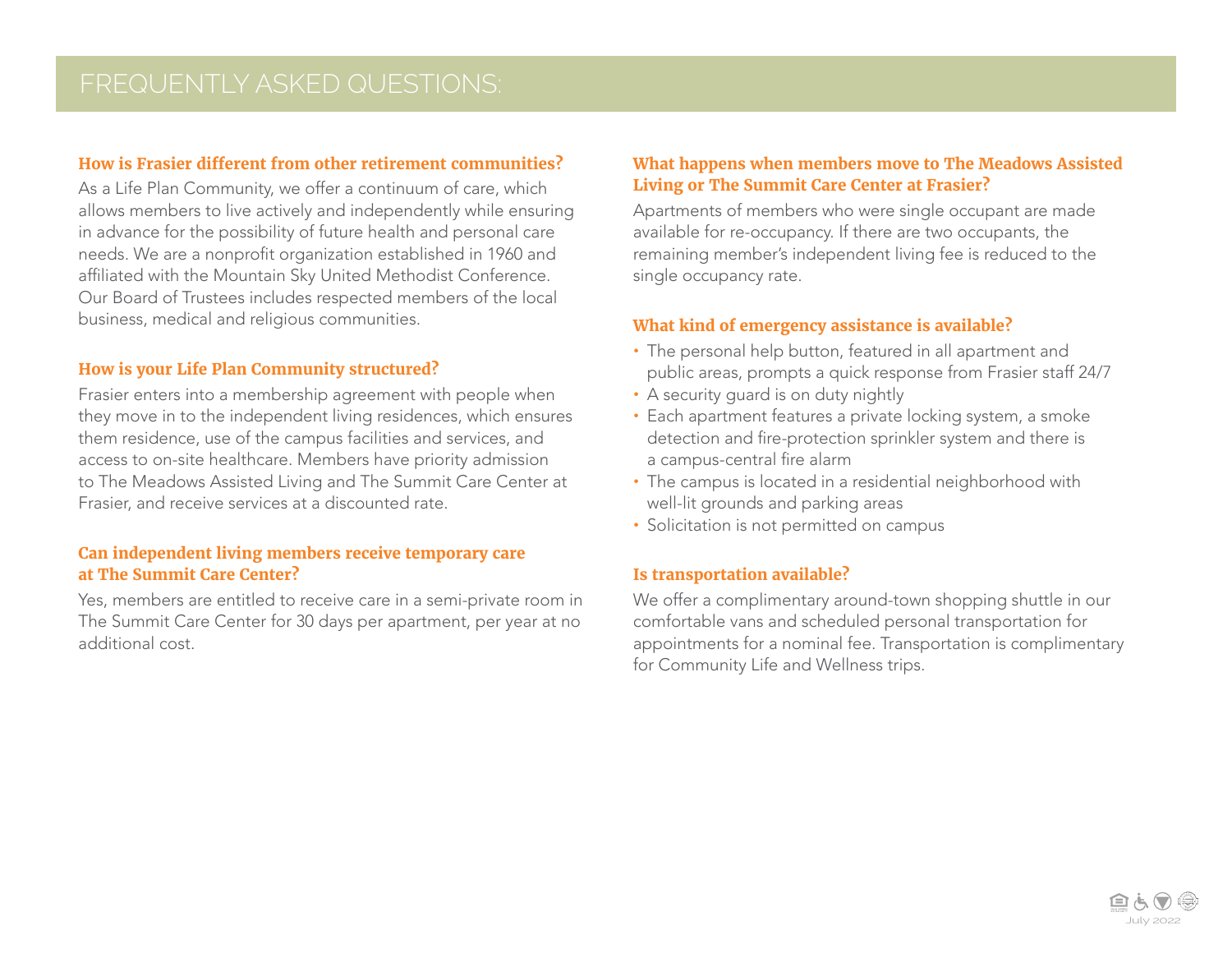# FREQUENTLY ASKED QUESTIONS:

### How is Frasier different from other retirement communities?

As a Life Plan Community, we offer a continuum of care, which allows members to live actively and independently while ensuring in advance for the possibility of future health and personal care needs. We are a nonprofit organization established in 1960 and affiliated with the Mountain Sky United Methodist Conference. Our Board of Trustees includes respected members of the local business, medical and religious communities.

### How is your Life Plan Community structured?

Frasier enters into a membership agreement with people when they move in to the independent living residences, which ensures them residence, use of the campus facilities and services, and access to on-site healthcare. Members have priority admission to The Meadows Assisted Living and The Summit Care Center at Frasier, and receive services at a discounted rate.

### Can independent living members receive temporary care at The Summit Care Center?

Yes, members are entitled to receive care in a semi-private room in The Summit Care Center for 30 days per apartment, per year at no additional cost.

### What happens when members move to The Meadows Assisted Living or The Summit Care Center at Frasier?

Apartments of members who were single occupant are made available for re-occupancy. If there are two occupants, the remaining member's independent living fee is reduced to the single occupancy rate.

### What kind of emergency assistance is available?

- The personal help button, featured in all apartment and public areas, prompts a quick response from Frasier staff 24/7
- A security guard is on duty nightly
- Each apartment features a private locking system, a smoke detection and fire-protection sprinkler system and there is a campus-central fire alarm
- The campus is located in a residential neighborhood with well-lit grounds and parking areas
- Solicitation is not permitted on campus

### Is transportation available?

We offer a complimentary around-town shopping shuttle in our comfortable vans and scheduled personal transportation for appointments for a nominal fee. Transportation is complimentary for Community Life and Wellness trips.

July 2022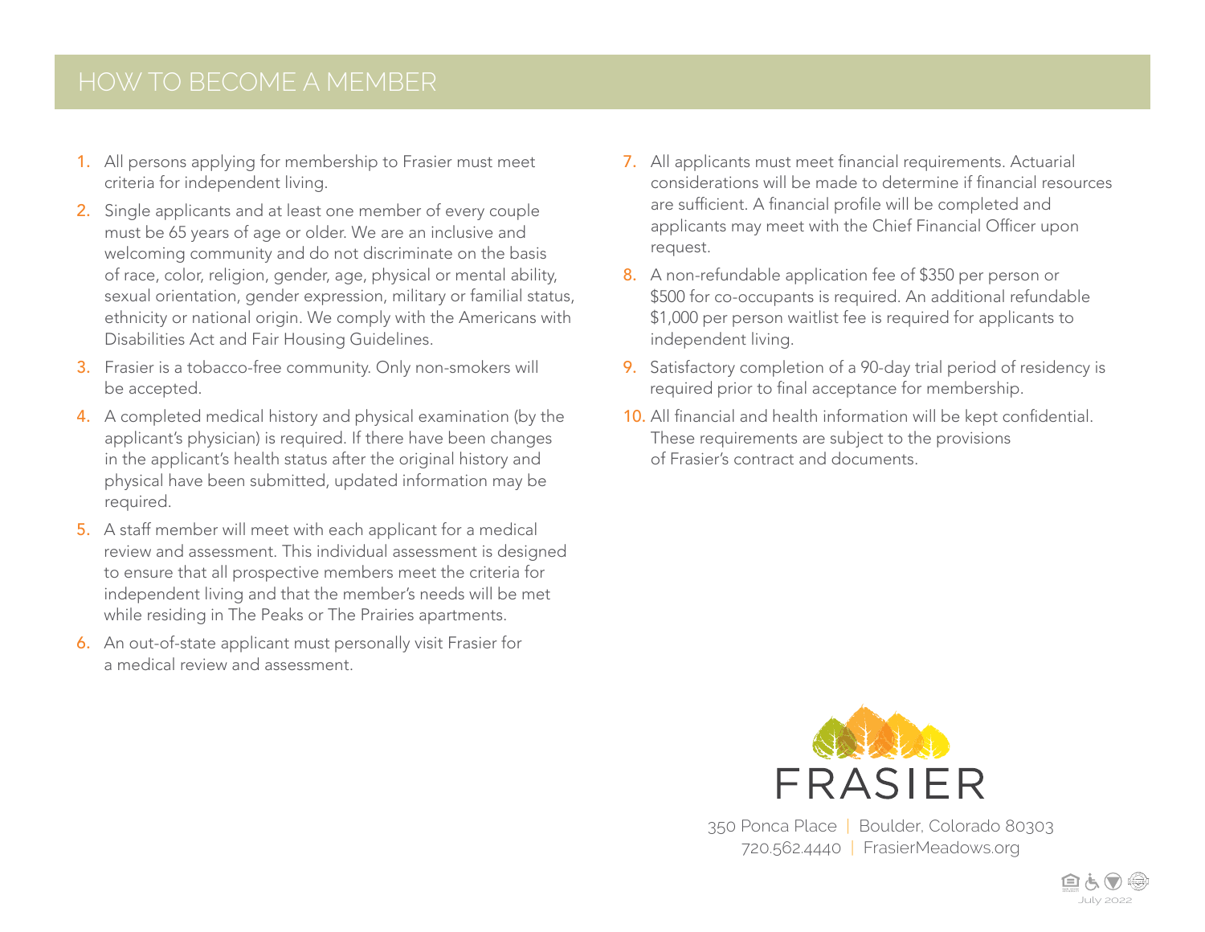# HOW TO BECOME A MEMBER

1. All persons applying for membership to Frasier must meet criteria for independent living.
2. Single applicants and at least one member of every couple must be 65 years of age or older. We are an inclusive and welcoming community and do not discriminate on the basis of race, color, religion, gender, age, physical or mental ability, sexual orientation, gender expression, military or familial status, ethnicity or national origin. We comply with the Americans with Disabilities Act and Fair Housing Guidelines.
3. Frasier is a tobacco-free community. Only non-smokers will be accepted.
4. A completed medical history and physical examination (by the applicant's physician) is required. If there have been changes in the applicant's health status after the original history and physical have been submitted, updated information may be required.
5. A staff member will meet with each applicant for a medical review and assessment. This individual assessment is designed to ensure that all prospective members meet the criteria for independent living and that the member's needs will be met while residing in The Peaks or The Prairies apartments.
6. An out-of-state applicant must personally visit Frasier for a medical review and assessment.
7. All applicants must meet financial requirements. Actuarial considerations will be made to determine if financial resources are sufficient. A financial profile will be completed and applicants may meet with the Chief Financial Officer upon request.
8. A non-refundable application fee of $350 per person or $500 for co-occupants is required. An additional refundable $1,000 per person waitlist fee is required for applicants to independent living.
9. Satisfactory completion of a 90-day trial period of residency is required prior to final acceptance for membership.
10. All financial and health information will be kept confidential. These requirements are subject to the provisions of Frasier's contract and documents.

FRASIER

350 Ponca Place | Boulder, Colorado 80303
720.562.4440 | FrasierMeadows.org

July 2022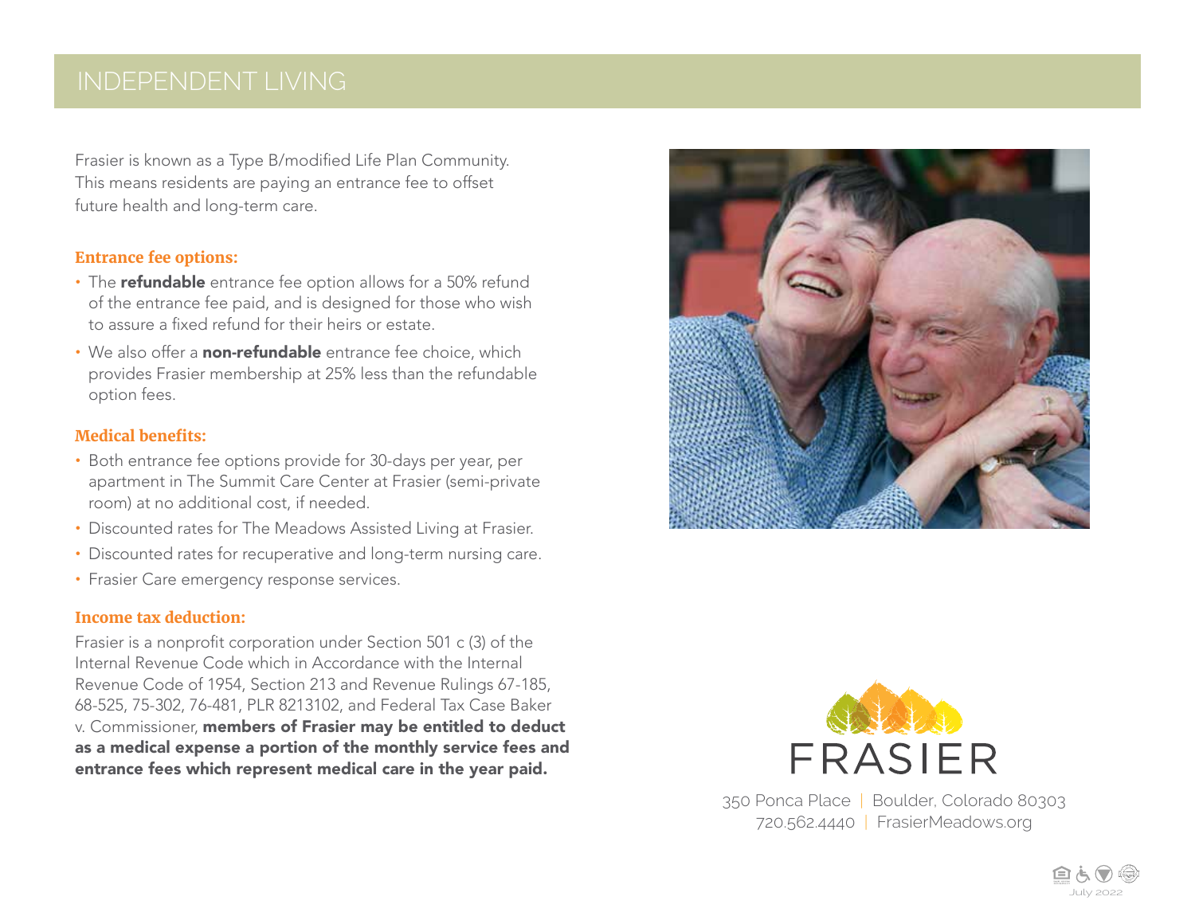# INDEPENDENT LIVING

Frasier is known as a Type B/modified Life Plan Community. This means residents are paying an entrance fee to offset future health and long-term care.

### Entrance fee options:

- The **refundable** entrance fee option allows for a 50% refund of the entrance fee paid, and is designed for those who wish to assure a fixed refund for their heirs or estate.
- We also offer a **non-refundable** entrance fee choice, which provides Frasier membership at 25% less than the refundable option fees.

### Medical benefits:

- Both entrance fee options provide for 30-days per year, per apartment in The Summit Care Center at Frasier (semi-private room) at no additional cost, if needed.
- Discounted rates for The Meadows Assisted Living at Frasier.
- Discounted rates for recuperative and long-term nursing care.
- Frasier Care emergency response services.

### Income tax deduction:

Frasier is a nonprofit corporation under Section 501 c (3) of the Internal Revenue Code which in Accordance with the Internal Revenue Code of 1954, Section 213 and Revenue Rulings 67-185, 68-525, 75-302, 76-481, PLR 8213102, and Federal Tax Case Baker v. Commissioner, **members of Frasier may be entitled to deduct as a medical expense a portion of the monthly service fees and entrance fees which represent medical care in the year paid.**

FRASIER

350 Ponca Place | Boulder, Colorado 80303
720.562.4440 | FrasierMeadows.org

July 2022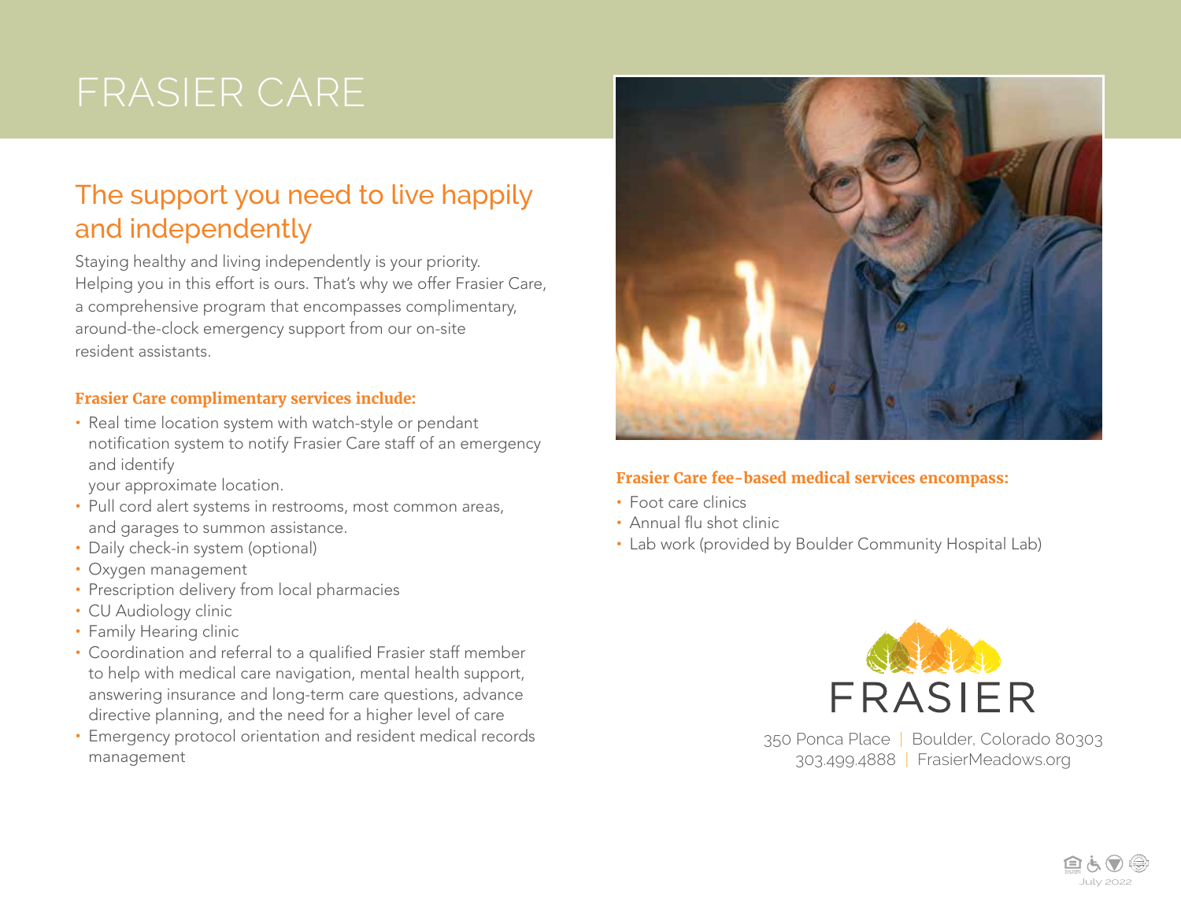# FRASIER CARE

## The support you need to live happily and independently

Staying healthy and living independently is your priority. Helping you in this effort is ours. That's why we offer Frasier Care, a comprehensive program that encompasses complimentary, around-the-clock emergency support from our on-site resident assistants.

**Frasier Care complimentary services include:**

- Real time location system with watch-style or pendant notification system to notify Frasier Care staff of an emergency and identify your approximate location.
- Pull cord alert systems in restrooms, most common areas, and garages to summon assistance.
- Daily check-in system (optional)
- Oxygen management
- Prescription delivery from local pharmacies
- CU Audiology clinic
- Family Hearing clinic
- Coordination and referral to a qualified Frasier staff member to help with medical care navigation, mental health support, answering insurance and long-term care questions, advance directive planning, and the need for a higher level of care
- Emergency protocol orientation and resident medical records management

**Frasier Care fee-based medical services encompass:**

- Foot care clinics
- Annual flu shot clinic
- Lab work (provided by Boulder Community Hospital Lab)

FRASIER

350 Ponca Place | Boulder, Colorado 80303
303.499.4888 | FrasierMeadows.org

July 2022